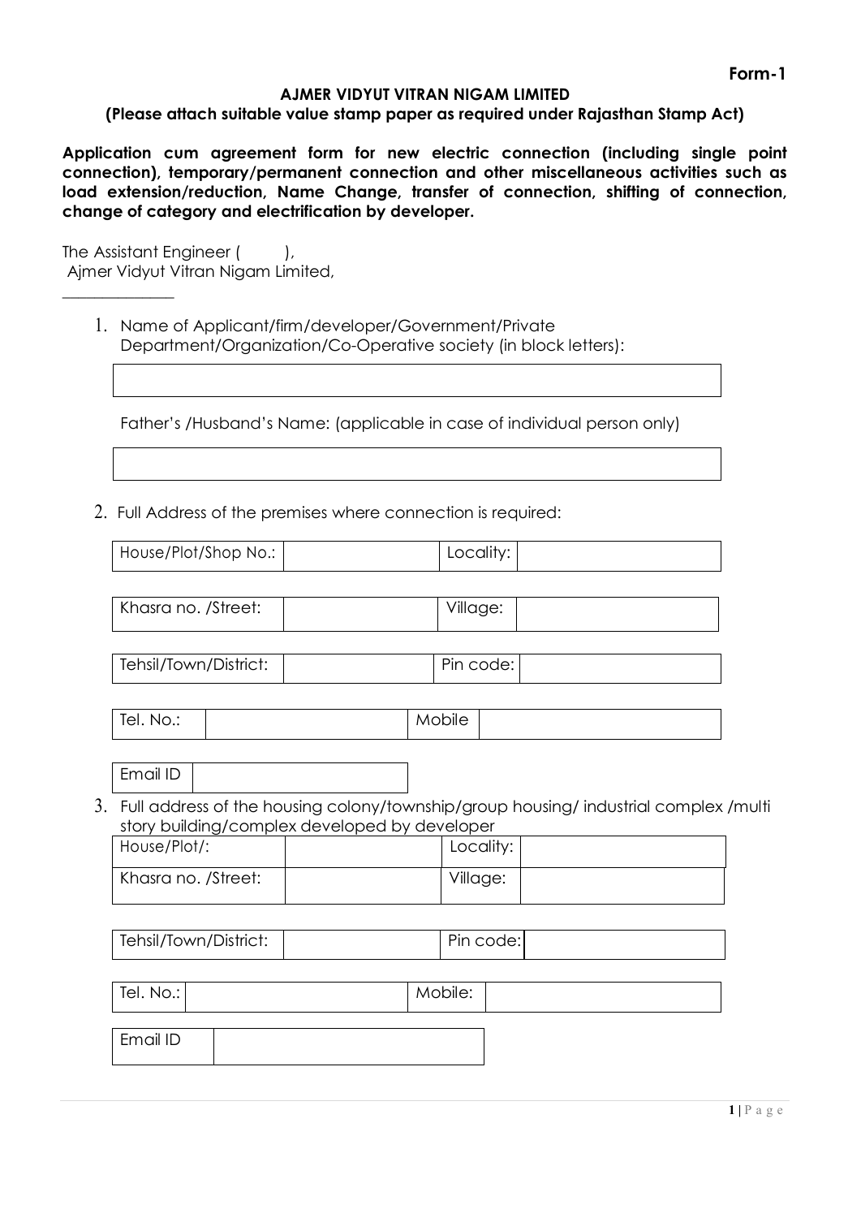Form-1

**AJMER VIDYUT VITRAN NIGAM LIMITED**

**(Please attach suitable value stamp paper as required under Rajasthan Stamp Act)**

**Application cum agreement form for new electric connection (including single point connection), temporary/permanent connection and other miscellaneous activities such as load extension/reduction, Name Change, transfer of connection, shifting of connection, change of category and electrification by developer.**

The Assistant Engineer (        ),
Ajmer Vidyut Vitran Nigam Limited,
\_\_\_\_\_\_\_\_\_\_\_\_\_\_

1. Name of Applicant/firm/developer/Government/Private Department/Organization/Co-Operative society (in block letters):

| |
|---|
| |

Father's /Husband's Name: (applicable in case of individual person only)

| |
|---|
| |

2. Full Address of the premises where connection is required:

| | | | |
|---|---|---|---|
| House/Plot/Shop No.: | | Locality: | |
| Khasra no. /Street: | | Village: | |
| Tehsil/Town/District: | | Pin code: | |
| Tel. No.: | | Mobile | |
| Email ID | | | |

3. Full address of the housing colony/township/group housing/ industrial complex /multi story building/complex developed by developer

| | | | |
|---|---|---|---|
| House/Plot/: | | Locality: | |
| Khasra no. /Street: | | Village: | |
| Tehsil/Town/District: | | Pin code: | |
| Tel. No.: | | Mobile: | |
| Email ID | | | |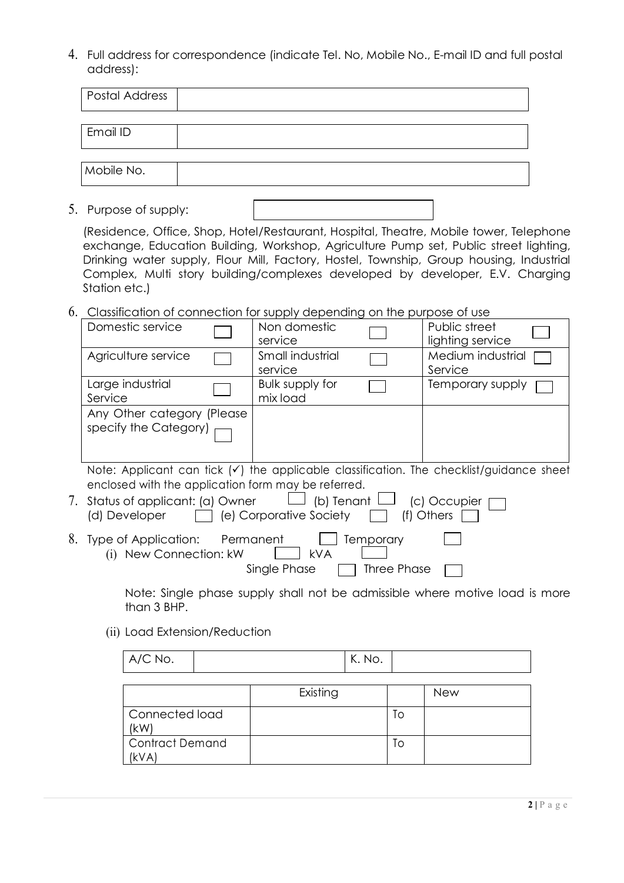4. Full address for correspondence (indicate Tel. No, Mobile No., E-mail ID and full postal address):

| Postal Address | |
|---|---|

| Email ID | |
|---|---|

| Mobile No. | |
|---|---|

5. Purpose of supply: ☐

   (Residence, Office, Shop, Hotel/Restaurant, Hospital, Theatre, Mobile tower, Telephone exchange, Education Building, Workshop, Agriculture Pump set, Public street lighting, Drinking water supply, Flour Mill, Factory, Hostel, Township, Group housing, Industrial Complex, Multi story building/complexes developed by developer, E.V. Charging Station etc.)

6. Classification of connection for supply depending on the purpose of use

| | | |
|---|---|---|
| Domestic service ☐ | Non domestic service ☐ | Public street lighting service ☐ |
| Agriculture service ☐ | Small industrial service ☐ | Medium industrial Service ☐ |
| Large industrial Service ☐ | Bulk supply for mix load ☐ | Temporary supply ☐ |
| Any Other category (Please specify the Category) ☐ | | |

   Note: Applicant can tick (✓) the applicable classification. The checklist/guidance sheet enclosed with the application form may be referred.

7. Status of applicant: (a) Owner ☐ (b) Tenant ☐ (c) Occupier ☐ (d) Developer ☐ (e) Corporative Society ☐ (f) Others ☐

8. Type of Application: Permanent ☐ Temporary ☐
   (i) New Connection: kW ☐ kVA ☐
   Single Phase ☐ Three Phase ☐

   Note: Single phase supply shall not be admissible where motive load is more than 3 BHP.

   (ii) Load Extension/Reduction

| A/C No. | | K. No. | |
|---|---|---|---|

| | Existing | | New |
|---|---|---|---|
| Connected load (kW) | | To | |
| Contract Demand (kVA) | | To | |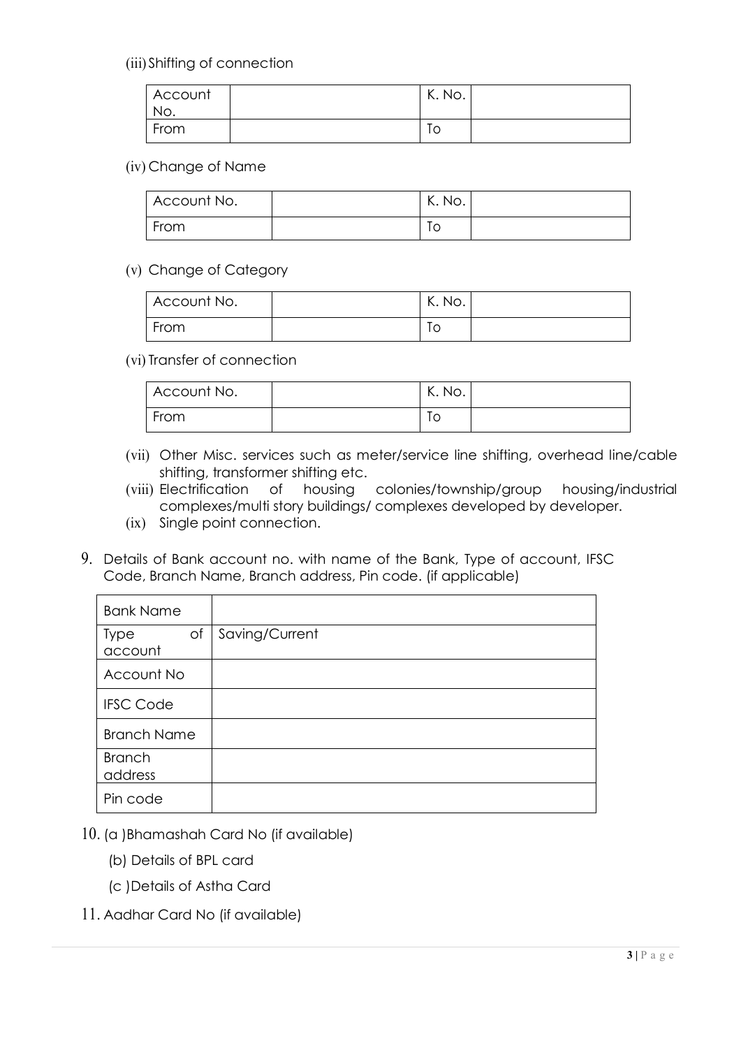(iii) Shifting of connection

| Account No. | | K. No. | |
|---|---|---|---|
| From | | To | |

(iv) Change of Name

| Account No. | | K. No. | |
|---|---|---|---|
| From | | To | |

(v) Change of Category

| Account No. | | K. No. | |
|---|---|---|---|
| From | | To | |

(vi) Transfer of connection

| Account No. | | K. No. | |
|---|---|---|---|
| From | | To | |

(vii) Other Misc. services such as meter/service line shifting, overhead line/cable shifting, transformer shifting etc.

(viii) Electrification of housing colonies/township/group housing/industrial complexes/multi story buildings/ complexes developed by developer.

(ix) Single point connection.

9. Details of Bank account no. with name of the Bank, Type of account, IFSC Code, Branch Name, Branch address, Pin code. (if applicable)

| Bank Name | |
|---|---|
| Type of account | Saving/Current |
| Account No | |
| IFSC Code | |
| Branch Name | |
| Branch address | |
| Pin code | |

10. (a )Bhamashah Card No (if available)

    (b) Details of BPL card

    (c )Details of Astha Card

11. Aadhar Card No (if available)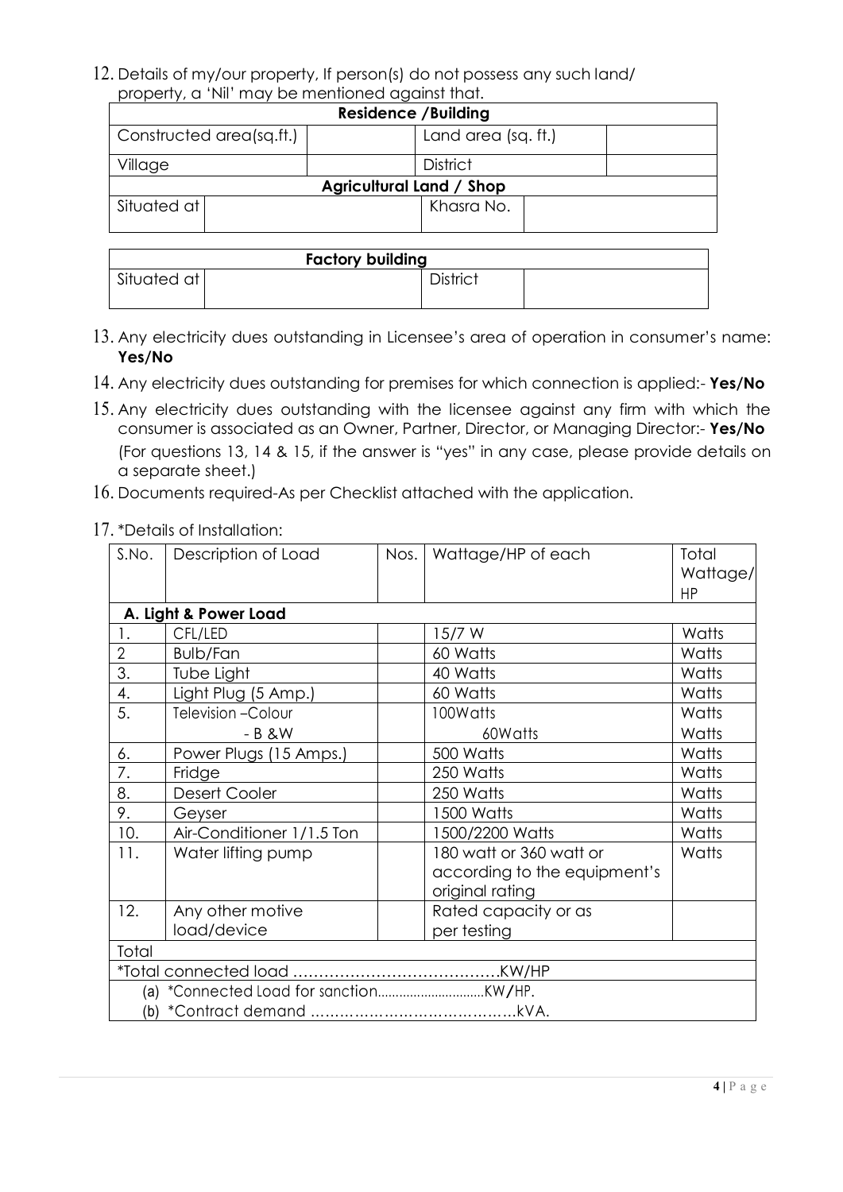12. Details of my/our property, If person(s) do not possess any such land/ property, a 'Nil' may be mentioned against that.

| **Residence /Building** | | | |
|---|---|---|---|
| Constructed area(sq.ft.) | | Land area (sq. ft.) | |
| Village | | District | |
| **Agricultural Land / Shop** | | | |
| Situated at | | Khasra No. | |

| **Factory building** | | | |
|---|---|---|---|
| Situated at | | District | |

13. Any electricity dues outstanding in Licensee's area of operation in consumer's name: **Yes/No**
14. Any electricity dues outstanding for premises for which connection is applied:- **Yes/No**
15. Any electricity dues outstanding with the licensee against any firm with which the consumer is associated as an Owner, Partner, Director, or Managing Director:- **Yes/No**
    (For questions 13, 14 & 15, if the answer is "yes" in any case, please provide details on a separate sheet.)
16. Documents required-As per Checklist attached with the application.
17. *Details of Installation:

| S.No. | Description of Load | Nos. | Wattage/HP of each | Total Wattage/ HP |
|---|---|---|---|---|
| **A. Light & Power Load** | | | | |
| 1. | CFL/LED | | 15/7 W | Watts |
| 2 | Bulb/Fan | | 60 Watts | Watts |
| 3. | Tube Light | | 40 Watts | Watts |
| 4. | Light Plug (5 Amp.) | | 60 Watts | Watts |
| 5. | Television –Colour<br>- B &W | | 100Watts<br>60Watts | Watts<br>Watts |
| 6. | Power Plugs (15 Amps.) | | 500 Watts | Watts |
| 7. | Fridge | | 250 Watts | Watts |
| 8. | Desert Cooler | | 250 Watts | Watts |
| 9. | Geyser | | 1500 Watts | Watts |
| 10. | Air-Conditioner 1/1.5 Ton | | 1500/2200 Watts | Watts |
| 11. | Water lifting pump | | 180 watt or 360 watt or according to the equipment's original rating | Watts |
| 12. | Any other motive load/device | | Rated capacity or as per testing | |
| Total | | | | |
| *Total connected load ………………………………….KW/HP | | | | |
| (a) *Connected Load for sanction..........................KW/HP. | | | | |
| (b) *Contract demand …………………………………….kVA. | | | | |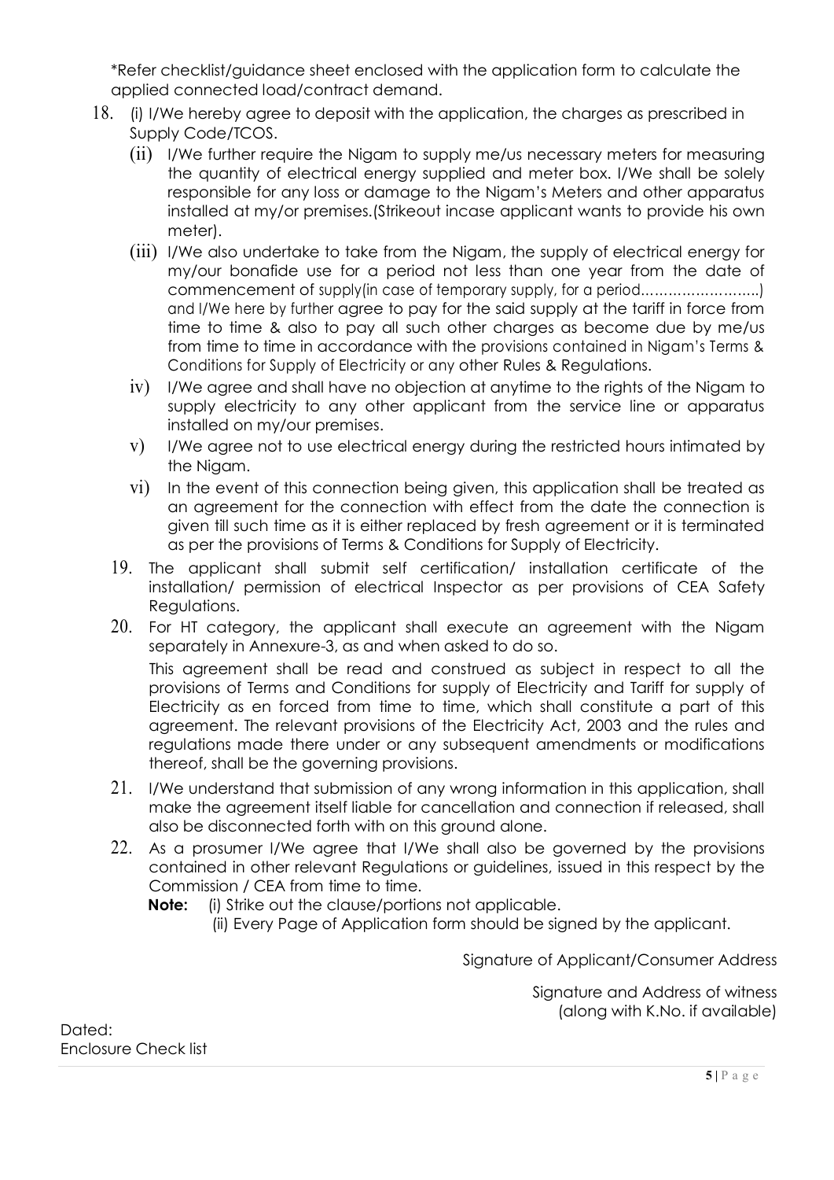*Refer checklist/guidance sheet enclosed with the application form to calculate the applied connected load/contract demand.

18. (i) I/We hereby agree to deposit with the application, the charges as prescribed in Supply Code/TCOS.

    (ii) I/We further require the Nigam to supply me/us necessary meters for measuring the quantity of electrical energy supplied and meter box. I/We shall be solely responsible for any loss or damage to the Nigam's Meters and other apparatus installed at my/or premises.(Strikeout incase applicant wants to provide his own meter).

    (iii) I/We also undertake to take from the Nigam, the supply of electrical energy for my/our bonafide use for a period not less than one year from the date of commencement of supply(in case of temporary supply, for a period……………………..) and I/We here by further agree to pay for the said supply at the tariff in force from time to time & also to pay all such other charges as become due by me/us from time to time in accordance with the provisions contained in Nigam's Terms & Conditions for Supply of Electricity or any other Rules & Regulations.

    iv) I/We agree and shall have no objection at anytime to the rights of the Nigam to supply electricity to any other applicant from the service line or apparatus installed on my/our premises.

    v) I/We agree not to use electrical energy during the restricted hours intimated by the Nigam.

    vi) In the event of this connection being given, this application shall be treated as an agreement for the connection with effect from the date the connection is given till such time as it is either replaced by fresh agreement or it is terminated as per the provisions of Terms & Conditions for Supply of Electricity.

19. The applicant shall submit self certification/ installation certificate of the installation/ permission of electrical Inspector as per provisions of CEA Safety Regulations.

20. For HT category, the applicant shall execute an agreement with the Nigam separately in Annexure-3, as and when asked to do so.

    This agreement shall be read and construed as subject in respect to all the provisions of Terms and Conditions for supply of Electricity and Tariff for supply of Electricity as en forced from time to time, which shall constitute a part of this agreement. The relevant provisions of the Electricity Act, 2003 and the rules and regulations made there under or any subsequent amendments or modifications thereof, shall be the governing provisions.

21. I/We understand that submission of any wrong information in this application, shall make the agreement itself liable for cancellation and connection if released, shall also be disconnected forth with on this ground alone.

22. As a prosumer I/We agree that I/We shall also be governed by the provisions contained in other relevant Regulations or guidelines, issued in this respect by the Commission / CEA from time to time.

    **Note:** (i) Strike out the clause/portions not applicable.

    (ii) Every Page of Application form should be signed by the applicant.

Signature of Applicant/Consumer Address

Signature and Address of witness (along with K.No. if available)

Dated:

Enclosure Check list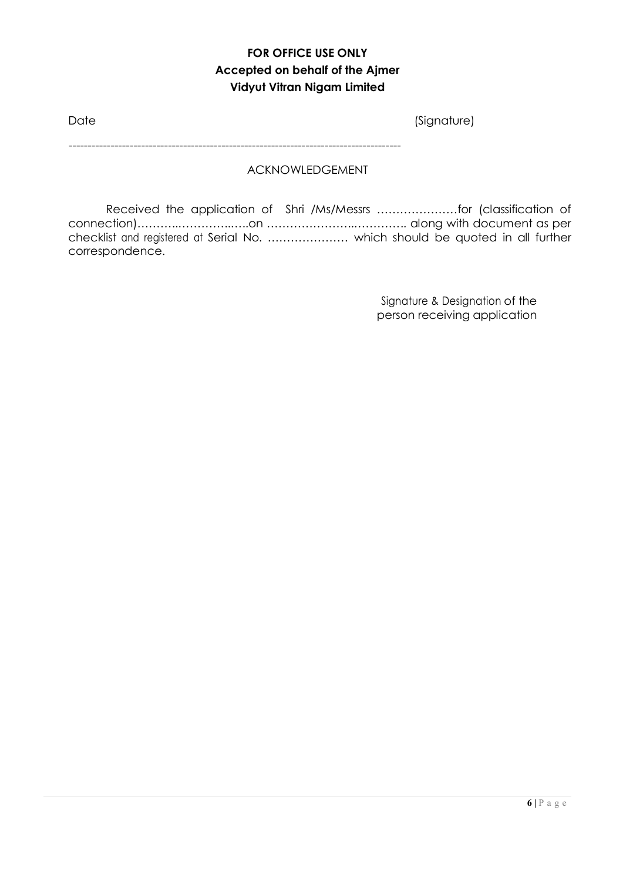**FOR OFFICE USE ONLY**
**Accepted on behalf of the Ajmer**
**Vidyut Vitran Nigam Limited**

Date (Signature)

---

ACKNOWLEDGEMENT

Received the application of Shri /Ms/Messrs …………………for (classification of connection)………..…………..….on ………………….………….. along with document as per checklist and registered at Serial No. ………………… which should be quoted in all further correspondence.

Signature & Designation of the
person receiving application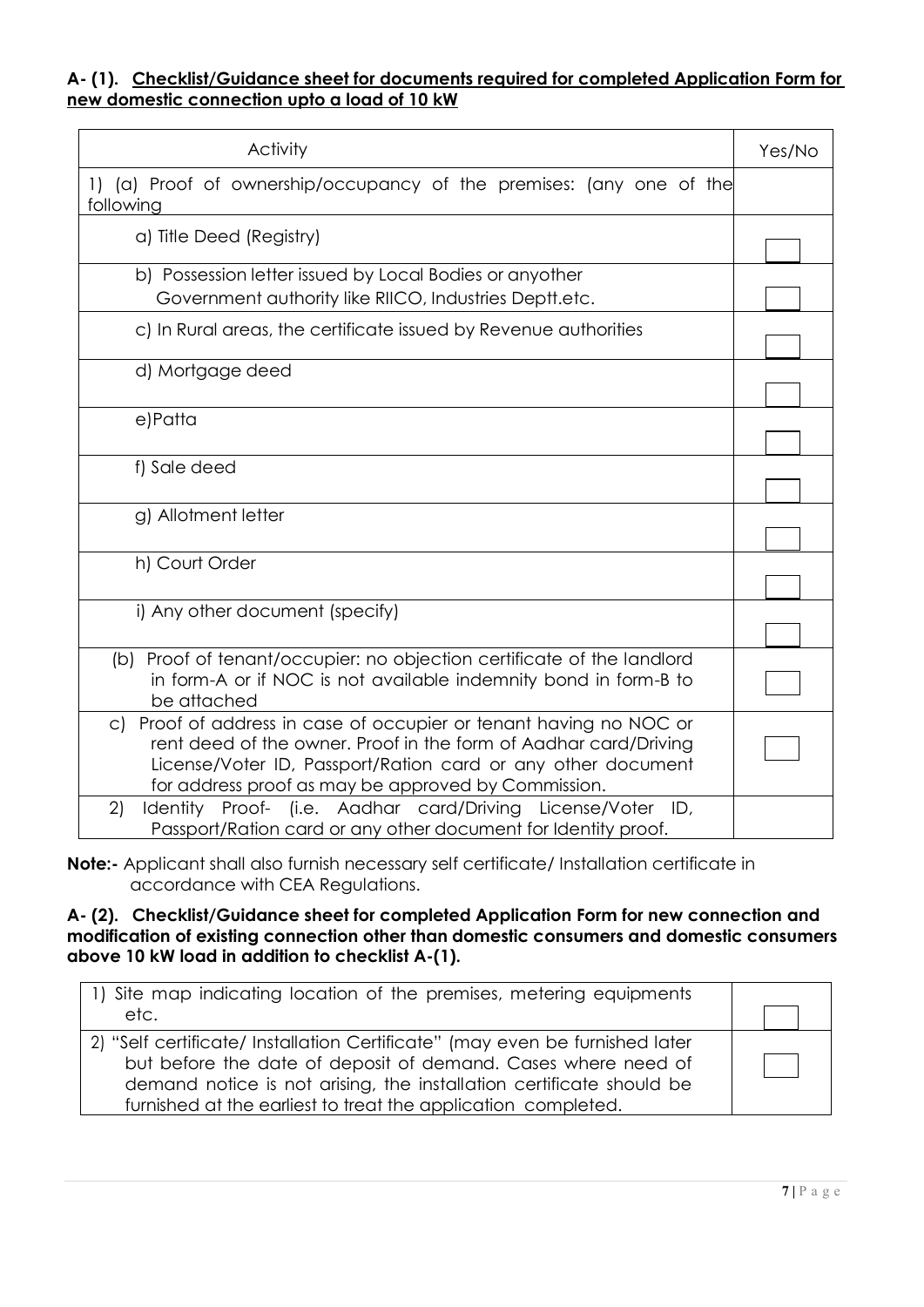**A- (1). Checklist/Guidance sheet for documents required for completed Application Form for new domestic connection upto a load of 10 kW**

| Activity | Yes/No |
|---|---|
| 1) (a) Proof of ownership/occupancy of the premises: (any one of the following | |
| a) Title Deed (Registry) | |
| b) Possession letter issued by Local Bodies or anyother Government authority like RIICO, Industries Deptt.etc. | |
| c) In Rural areas, the certificate issued by Revenue authorities | |
| d) Mortgage deed | |
| e)Patta | |
| f) Sale deed | |
| g) Allotment letter | |
| h) Court Order | |
| i) Any other document (specify) | |
| (b) Proof of tenant/occupier: no objection certificate of the landlord in form-A or if NOC is not available indemnity bond in form-B to be attached | |
| c) Proof of address in case of occupier or tenant having no NOC or rent deed of the owner. Proof in the form of Aadhar card/Driving License/Voter ID, Passport/Ration card or any other document for address proof as may be approved by Commission. | |
| 2) Identity Proof- (i.e. Aadhar card/Driving License/Voter ID, Passport/Ration card or any other document for Identity proof. | |

**Note:-** Applicant shall also furnish necessary self certificate/ Installation certificate in accordance with CEA Regulations.

**A- (2). Checklist/Guidance sheet for completed Application Form for new connection and modification of existing connection other than domestic consumers and domestic consumers above 10 kW load in addition to checklist A-(1).**

| | |
|---|---|
| 1) Site map indicating location of the premises, metering equipments etc. | |
| 2) "Self certificate/ Installation Certificate" (may even be furnished later but before the date of deposit of demand. Cases where need of demand notice is not arising, the installation certificate should be furnished at the earliest to treat the application completed. | |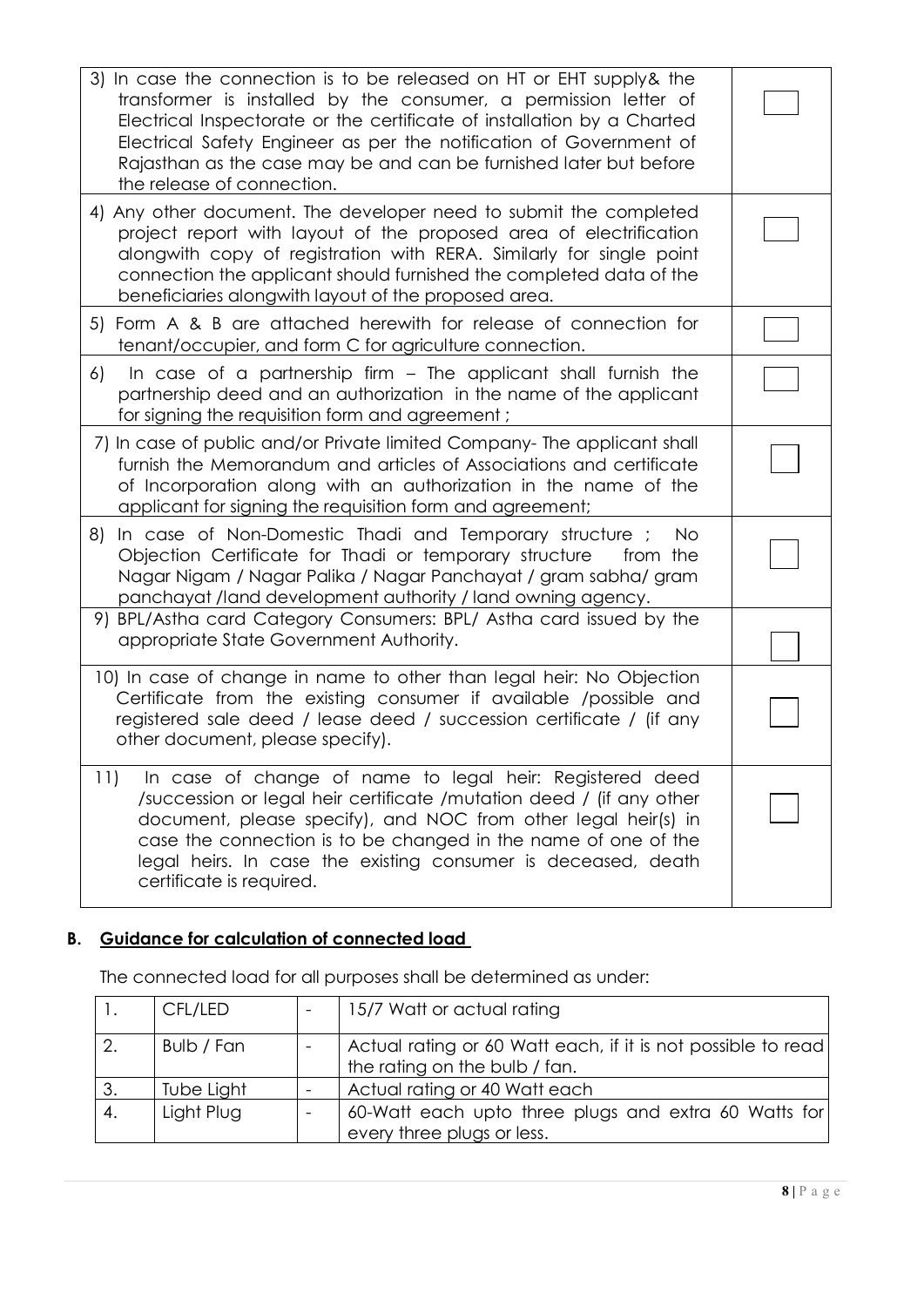| | |
|---|---|
| 3) In case the connection is to be released on HT or EHT supply& the transformer is installed by the consumer, a permission letter of Electrical Inspectorate or the certificate of installation by a Charted Electrical Safety Engineer as per the notification of Government of Rajasthan as the case may be and can be furnished later but before the release of connection. | ☐ |
| 4) Any other document. The developer need to submit the completed project report with layout of the proposed area of electrification alongwith copy of registration with RERA. Similarly for single point connection the applicant should furnished the completed data of the beneficiaries alongwith layout of the proposed area. | ☐ |
| 5) Form A & B are attached herewith for release of connection for tenant/occupier, and form C for agriculture connection. | ☐ |
| 6) In case of a partnership firm – The applicant shall furnish the partnership deed and an authorization in the name of the applicant for signing the requisition form and agreement ; | ☐ |
| 7) In case of public and/or Private limited Company- The applicant shall furnish the Memorandum and articles of Associations and certificate of Incorporation along with an authorization in the name of the applicant for signing the requisition form and agreement; | ☐ |
| 8) In case of Non-Domestic Thadi and Temporary structure ; No Objection Certificate for Thadi or temporary structure from the Nagar Nigam / Nagar Palika / Nagar Panchayat / gram sabha/ gram panchayat /land development authority / land owning agency. | ☐ |
| 9) BPL/Astha card Category Consumers: BPL/ Astha card issued by the appropriate State Government Authority. | ☐ |
| 10) In case of change in name to other than legal heir: No Objection Certificate from the existing consumer if available /possible and registered sale deed / lease deed / succession certificate / (if any other document, please specify). | ☐ |
| 11) In case of change of name to legal heir: Registered deed /succession or legal heir certificate /mutation deed / (if any other document, please specify), and NOC from other legal heir(s) in case the connection is to be changed in the name of one of the legal heirs. In case the existing consumer is deceased, death certificate is required. | ☐ |

## B. Guidance for calculation of connected load

The connected load for all purposes shall be determined as under:

| | | | |
|---|---|---|---|
| 1. | CFL/LED | - | 15/7 Watt or actual rating |
| 2. | Bulb / Fan | - | Actual rating or 60 Watt each, if it is not possible to read the rating on the bulb / fan. |
| 3. | Tube Light | - | Actual rating or 40 Watt each |
| 4. | Light Plug | - | 60-Watt each upto three plugs and extra 60 Watts for every three plugs or less. |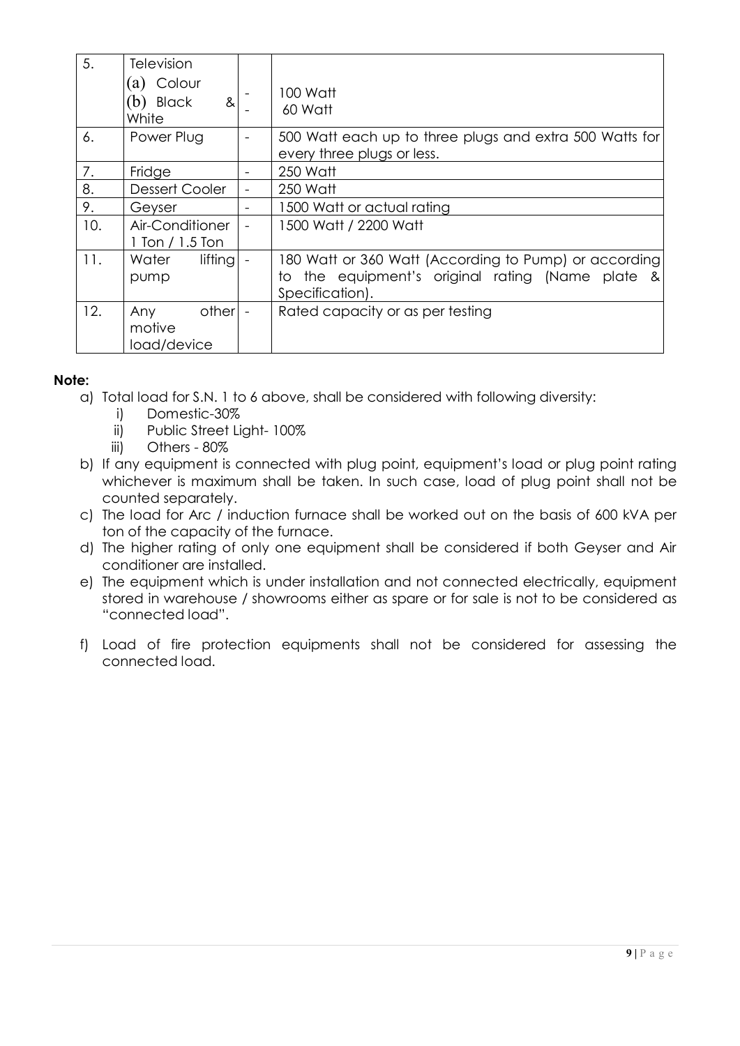| 5. | Television<br>(a) Colour<br>(b) Black & White | -<br>- | 100 Watt<br>60 Watt |
|---|---|---|---|
| 6. | Power Plug | - | 500 Watt each up to three plugs and extra 500 Watts for every three plugs or less. |
| 7. | Fridge | - | 250 Watt |
| 8. | Dessert Cooler | - | 250 Watt |
| 9. | Geyser | - | 1500 Watt or actual rating |
| 10. | Air-Conditioner 1 Ton / 1.5 Ton | - | 1500 Watt / 2200 Watt |
| 11. | Water lifting pump | - | 180 Watt or 360 Watt (According to Pump) or according to the equipment's original rating (Name plate & Specification). |
| 12. | Any other motive load/device | - | Rated capacity or as per testing |

**Note:**

a) Total load for S.N. 1 to 6 above, shall be considered with following diversity:
   i) Domestic-30%
   ii) Public Street Light- 100%
   iii) Others - 80%

b) If any equipment is connected with plug point, equipment's load or plug point rating whichever is maximum shall be taken. In such case, load of plug point shall not be counted separately.

c) The load for Arc / induction furnace shall be worked out on the basis of 600 kVA per ton of the capacity of the furnace.

d) The higher rating of only one equipment shall be considered if both Geyser and Air conditioner are installed.

e) The equipment which is under installation and not connected electrically, equipment stored in warehouse / showrooms either as spare or for sale is not to be considered as "connected load".

f) Load of fire protection equipments shall not be considered for assessing the connected load.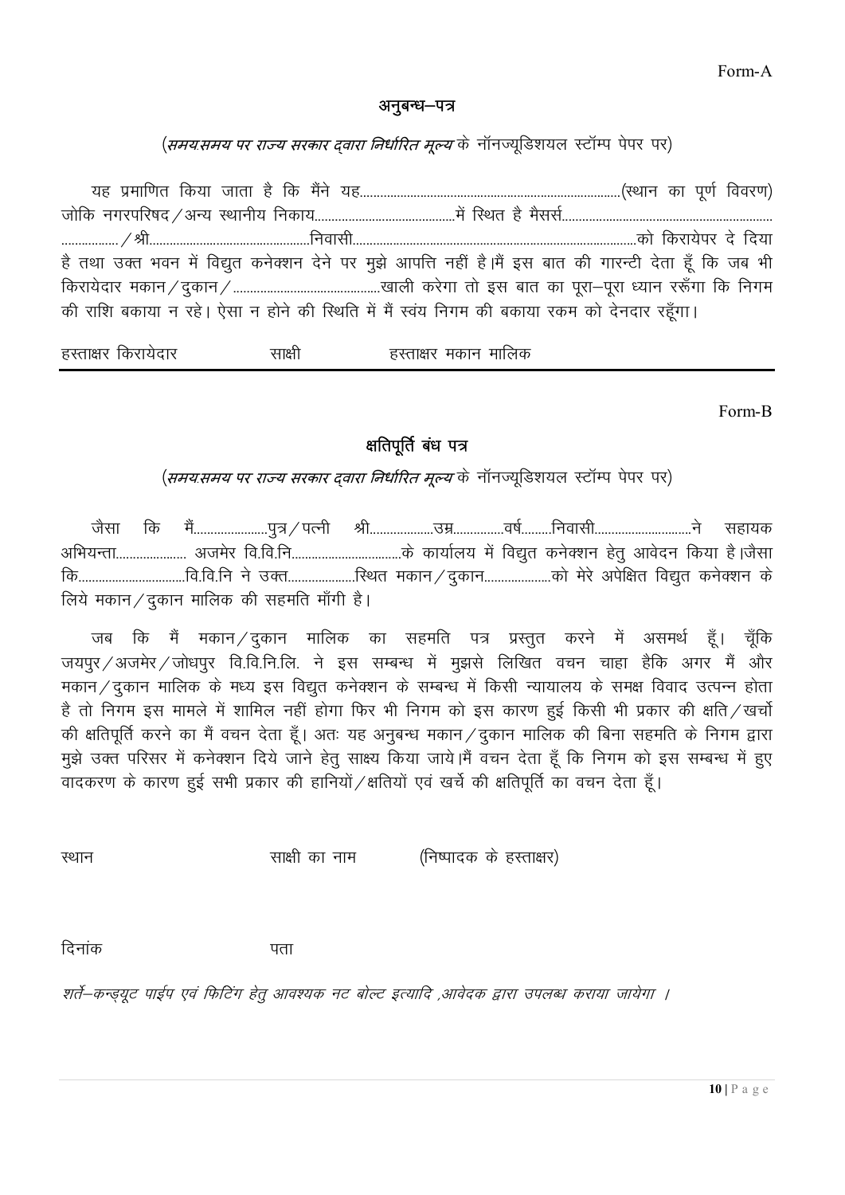Form-A

## अनुबन्ध–पत्र

(*समय:समय पर राज्य सरकार द्वारा निर्धारित मूल्य* के नॉनज्यूडिशयल स्टॉम्प पेपर पर)

यह प्रमाणित किया जाता है कि मैंने यह..............................................................................(स्थान का पूर्ण विवरण) जोकि नगरपरिषद / अन्य स्थानीय निकाय.........................................में स्थित है मैसर्स............................................................... ................./श्री..................................................निवासी.....................................................................................को किरायेपर दे दिया है तथा उक्त भवन में विद्युत कनेक्शन देने पर मुझे आपत्ति नहीं है।मैं इस बात की गारन्टी देता हूँ कि जब भी किरायेदार मकान / दुकान / ...........................................खाली करेगा तो इस बात का पूरा–पूरा ध्यान रखूँगा कि निगम की राशि बकाया न रहे। ऐसा न होने की स्थिति में मैं स्वंय निगम की बकाया रकम को देनदार रहूँगा।

हस्ताक्षर किरायेदार साक्षी हस्ताक्षर मकान मालिक

---

Form-B

## क्षतिपूर्ति बंध पत्र

(*समय:समय पर राज्य सरकार द्वारा निर्धारित मूल्य* के नॉनज्यूडिशयल स्टॉम्प पेपर पर)

जैसा कि मैं.....................पुत्र / पत्नी श्री...................उम्र...............वर्ष.........निवासी.............................ने सहायक अभियन्ता.................... अजमेर वि.वि.नि................................के कार्यालय में विद्युत कनेक्शन हेतु आवेदन किया है।जैसा कि................................वि.वि.नि ने उक्त....................स्थित मकान / दुकान....................को मेरे अपेक्षित विद्युत कनेक्शन के लिये मकान / दुकान मालिक की सहमति माँगी है।

जब कि मैं मकान / दुकान मालिक का सहमति पत्र प्रस्तुत करने में असमर्थ हूँ। चूँकि जयपुर / अजमेर / जोधपुर वि.वि.नि.लि. ने इस सम्बन्ध में मुझसे लिखित वचन चाहा हैकि अगर मैं और मकान / दुकान मालिक के मध्य इस विद्युत कनेक्शन के सम्बन्ध में किसी न्यायालय के समक्ष विवाद उत्पन्न होता है तो निगम इस मामले में शामिल नहीं होगा फिर भी निगम को इस कारण हुई किसी भी प्रकार की क्षति / खर्चो की क्षतिपूर्ति करने का मैं वचन देता हूँ। अतः यह अनुबन्ध मकान / दुकान मालिक की बिना सहमति के निगम द्वारा मुझे उक्त परिसर में कनेक्शन दिये जाने हेतु साक्ष्य किया जाये।मैं वचन देता हूँ कि निगम को इस सम्बन्ध में हुए वादकरण के कारण हुई सभी प्रकार की हानियों / क्षतियों एवं खर्चे की क्षतिपूर्ति का वचन देता हूँ।

स्थान साक्षी का नाम (निष्पादक के हस्ताक्षर)

दिनांक पता

*शर्तें–कन्ड्यूट पाईप एवं फिटिंग हेतु आवश्यक नट बोल्ट इत्यादि ,आवेदक द्वारा उपलब्ध कराया जायेगा ।*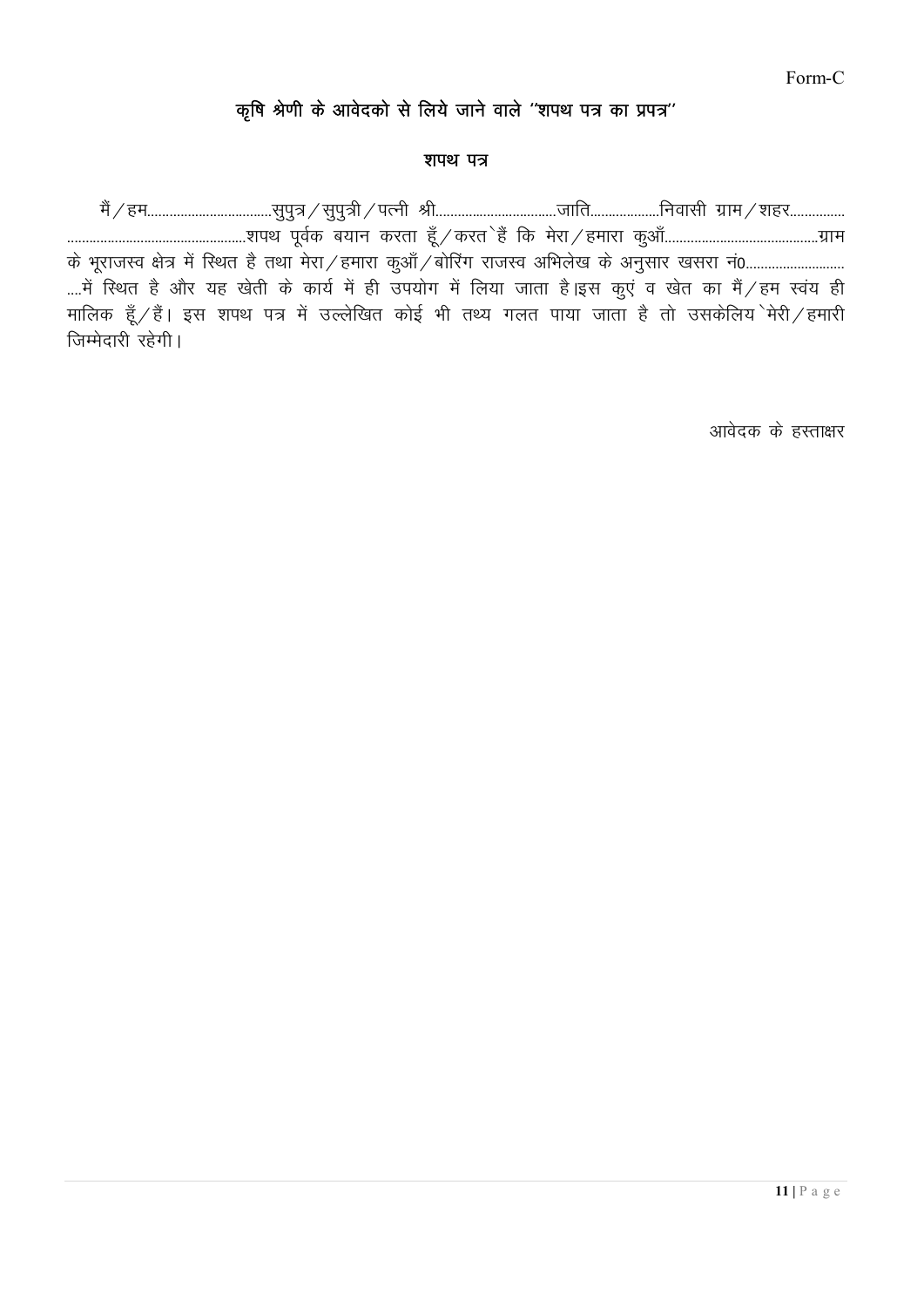Form-C

## कृषि श्रेणी के आवेदको से लिये जाने वाले ''शपथ पत्र का प्रपत्र''

### शपथ पत्र

मैं / हम..................................सुपुत्र / सुपुत्री / पत्नी श्री.................................जाति...................निवासी ग्राम / शहर............... .................................................शपथ पूर्वक बयान करता हूँ / करते हैं कि मेरा / हमारा कुआँ.........................................ग्राम के भूराजस्व क्षेत्र में स्थित है तथा मेरा / हमारा कुआँ / बोरिंग राजस्व अभिलेख के अनुसार खसरा नं0.......................... ....में स्थित है और यह खेती के कार्य में ही उपयोग में लिया जाता है।इस कुएं व खेत का मैं / हम स्वंय ही मालिक हूँ / हैं। इस शपथ पत्र में उल्लेखित कोई भी तथ्य गलत पाया जाता है तो उसकेलिये मेरी / हमारी जिम्मेदारी रहेगी।

आवेदक के हस्ताक्षर